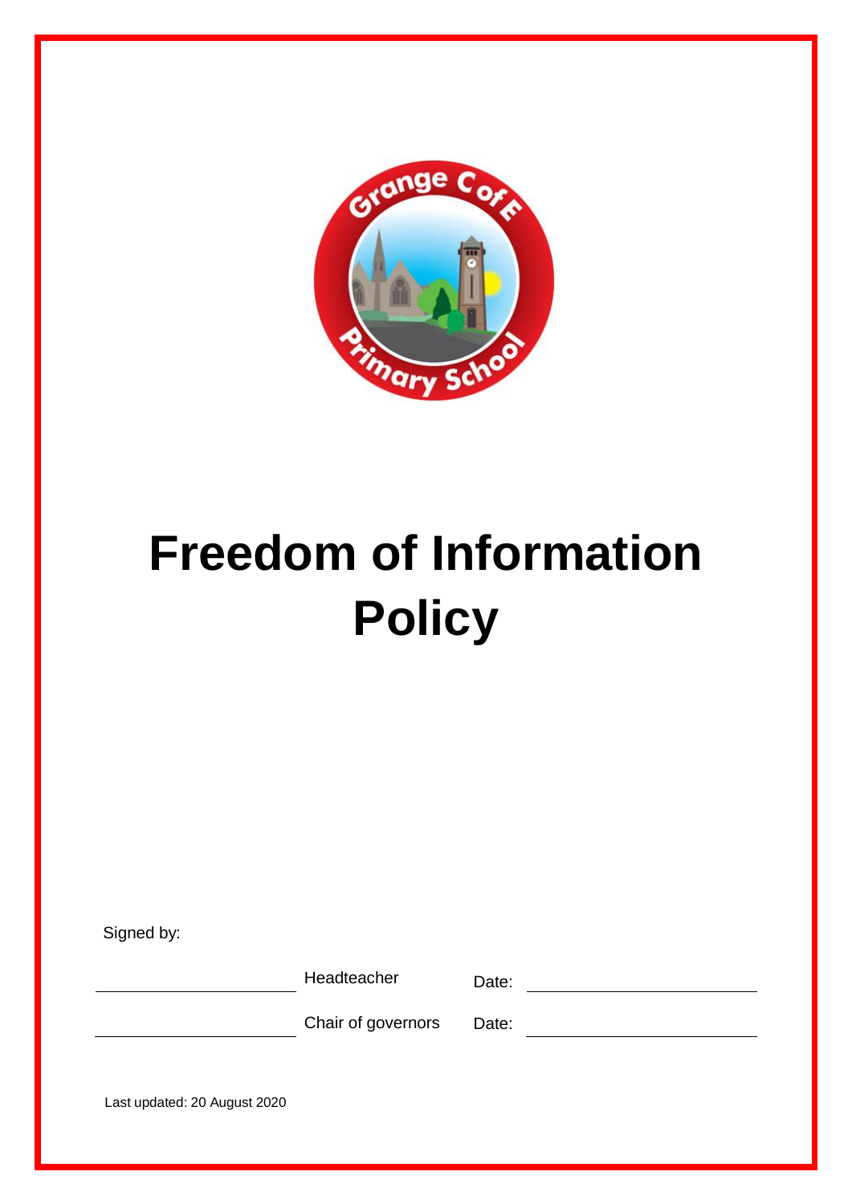# Freedom of Information Policy

Signed by:

| | | | |
|---|---|---|---|
| ____________________ | Headteacher | Date: | ____________________ |
| ____________________ | Chair of governors | Date: | ____________________ |

Last updated: 20 August 2020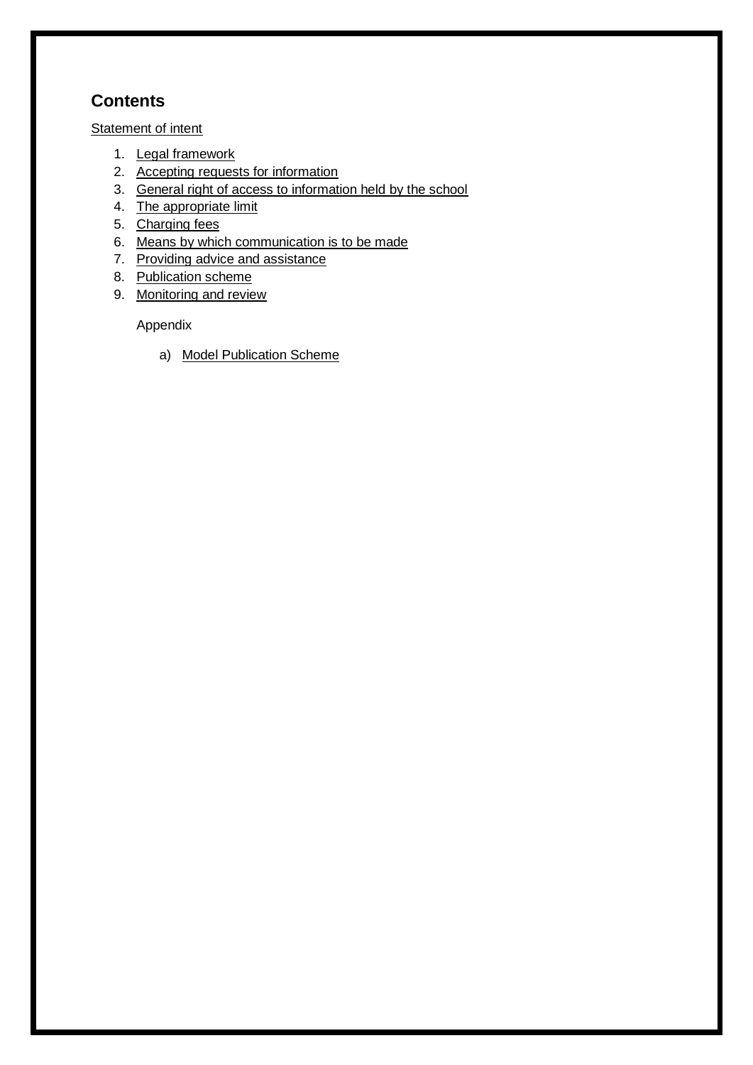## Contents

Statement of intent

1. Legal framework
2. Accepting requests for information
3. General right of access to information held by the school
4. The appropriate limit
5. Charging fees
6. Means by which communication is to be made
7. Providing advice and assistance
8. Publication scheme
9. Monitoring and review

Appendix

a) Model Publication Scheme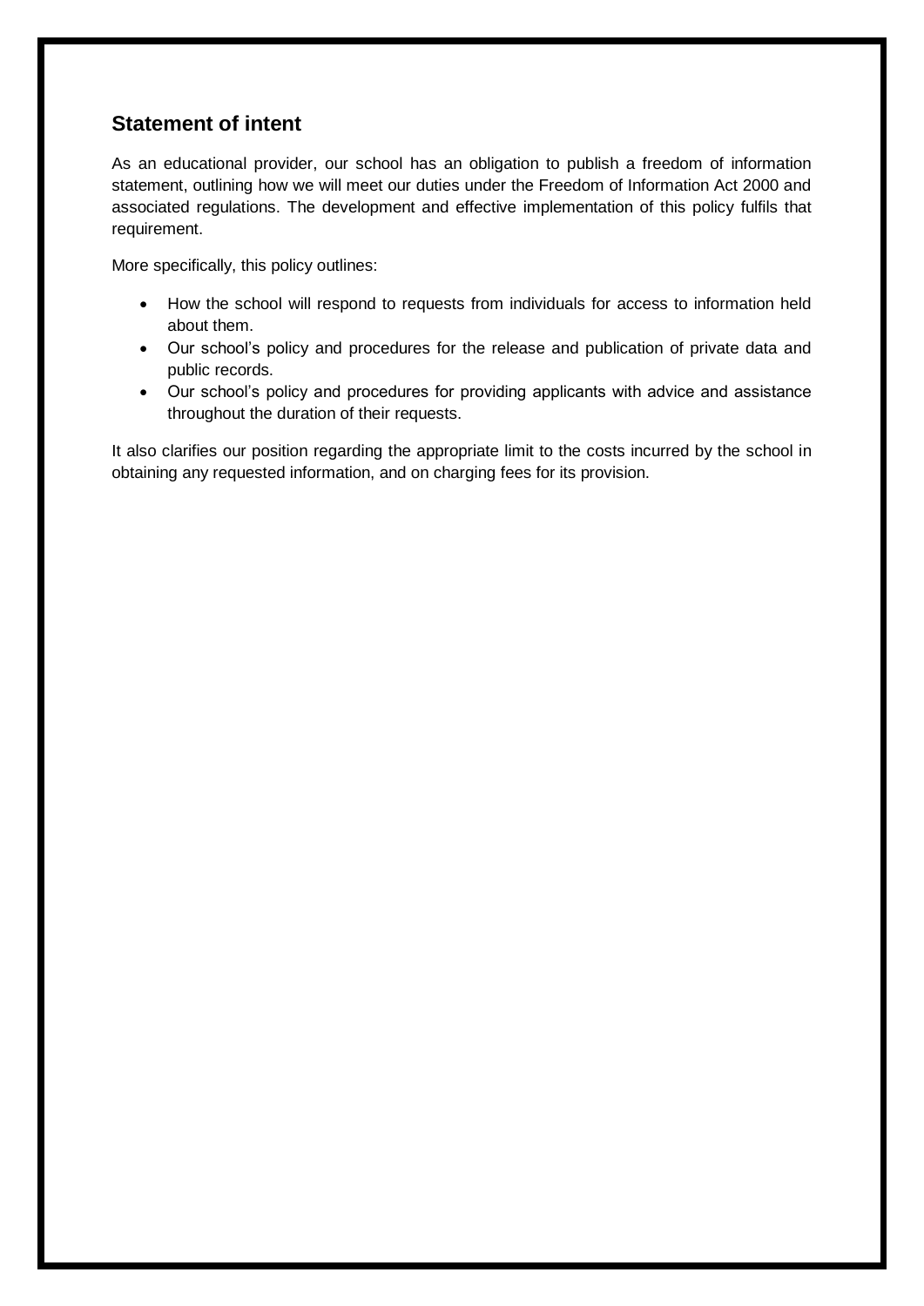## Statement of intent

As an educational provider, our school has an obligation to publish a freedom of information statement, outlining how we will meet our duties under the Freedom of Information Act 2000 and associated regulations. The development and effective implementation of this policy fulfils that requirement.

More specifically, this policy outlines:

- How the school will respond to requests from individuals for access to information held about them.
- Our school's policy and procedures for the release and publication of private data and public records.
- Our school's policy and procedures for providing applicants with advice and assistance throughout the duration of their requests.

It also clarifies our position regarding the appropriate limit to the costs incurred by the school in obtaining any requested information, and on charging fees for its provision.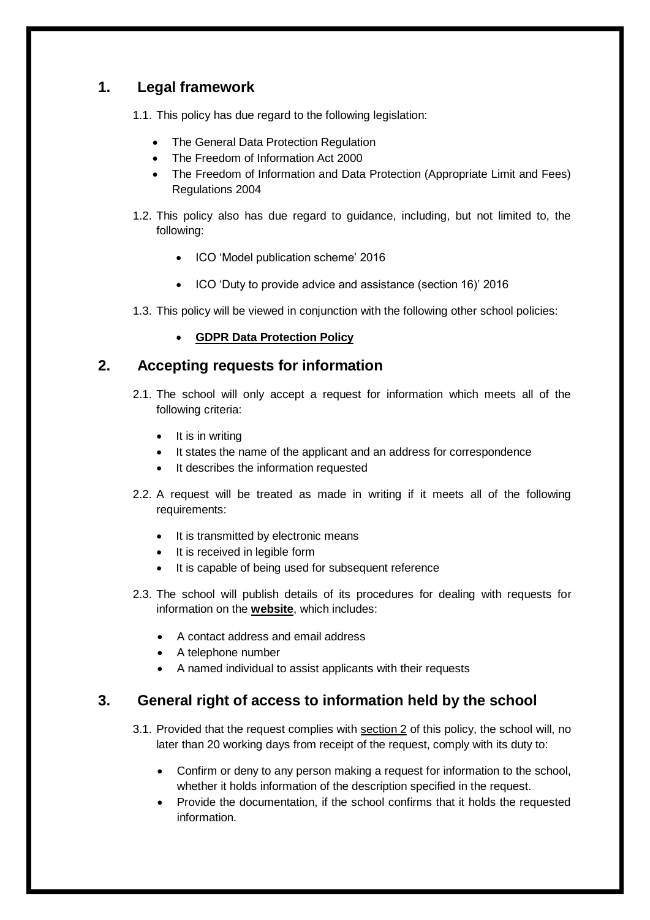## 1. Legal framework

1.1. This policy has due regard to the following legislation:

- The General Data Protection Regulation
- The Freedom of Information Act 2000
- The Freedom of Information and Data Protection (Appropriate Limit and Fees) Regulations 2004

1.2. This policy also has due regard to guidance, including, but not limited to, the following:

- ICO 'Model publication scheme' 2016
- ICO 'Duty to provide advice and assistance (section 16)' 2016

1.3. This policy will be viewed in conjunction with the following other school policies:

- **GDPR Data Protection Policy**

## 2. Accepting requests for information

2.1. The school will only accept a request for information which meets all of the following criteria:

- It is in writing
- It states the name of the applicant and an address for correspondence
- It describes the information requested

2.2. A request will be treated as made in writing if it meets all of the following requirements:

- It is transmitted by electronic means
- It is received in legible form
- It is capable of being used for subsequent reference

2.3. The school will publish details of its procedures for dealing with requests for information on the **website**, which includes:

- A contact address and email address
- A telephone number
- A named individual to assist applicants with their requests

## 3. General right of access to information held by the school

3.1. Provided that the request complies with section 2 of this policy, the school will, no later than 20 working days from receipt of the request, comply with its duty to:

- Confirm or deny to any person making a request for information to the school, whether it holds information of the description specified in the request.
- Provide the documentation, if the school confirms that it holds the requested information.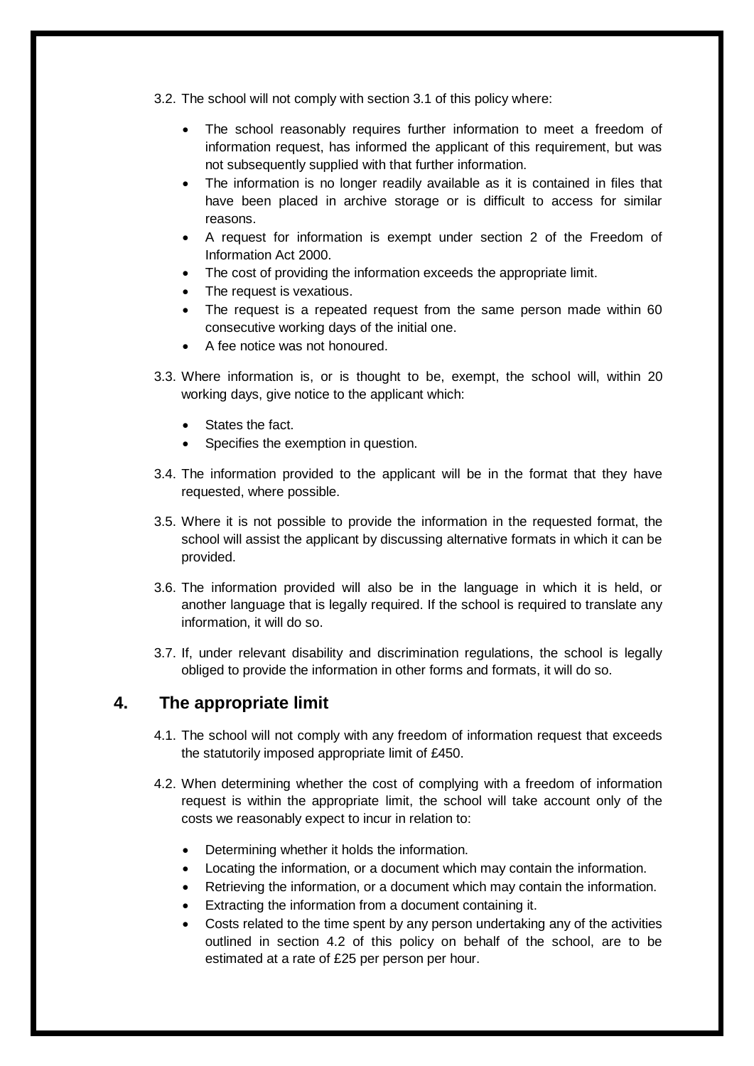3.2. The school will not comply with section 3.1 of this policy where:

- The school reasonably requires further information to meet a freedom of information request, has informed the applicant of this requirement, but was not subsequently supplied with that further information.
- The information is no longer readily available as it is contained in files that have been placed in archive storage or is difficult to access for similar reasons.
- A request for information is exempt under section 2 of the Freedom of Information Act 2000.
- The cost of providing the information exceeds the appropriate limit.
- The request is vexatious.
- The request is a repeated request from the same person made within 60 consecutive working days of the initial one.
- A fee notice was not honoured.

3.3. Where information is, or is thought to be, exempt, the school will, within 20 working days, give notice to the applicant which:

- States the fact.
- Specifies the exemption in question.

3.4. The information provided to the applicant will be in the format that they have requested, where possible.

3.5. Where it is not possible to provide the information in the requested format, the school will assist the applicant by discussing alternative formats in which it can be provided.

3.6. The information provided will also be in the language in which it is held, or another language that is legally required. If the school is required to translate any information, it will do so.

3.7. If, under relevant disability and discrimination regulations, the school is legally obliged to provide the information in other forms and formats, it will do so.

## 4. The appropriate limit

4.1. The school will not comply with any freedom of information request that exceeds the statutorily imposed appropriate limit of £450.

4.2. When determining whether the cost of complying with a freedom of information request is within the appropriate limit, the school will take account only of the costs we reasonably expect to incur in relation to:

- Determining whether it holds the information.
- Locating the information, or a document which may contain the information.
- Retrieving the information, or a document which may contain the information.
- Extracting the information from a document containing it.
- Costs related to the time spent by any person undertaking any of the activities outlined in section 4.2 of this policy on behalf of the school, are to be estimated at a rate of £25 per person per hour.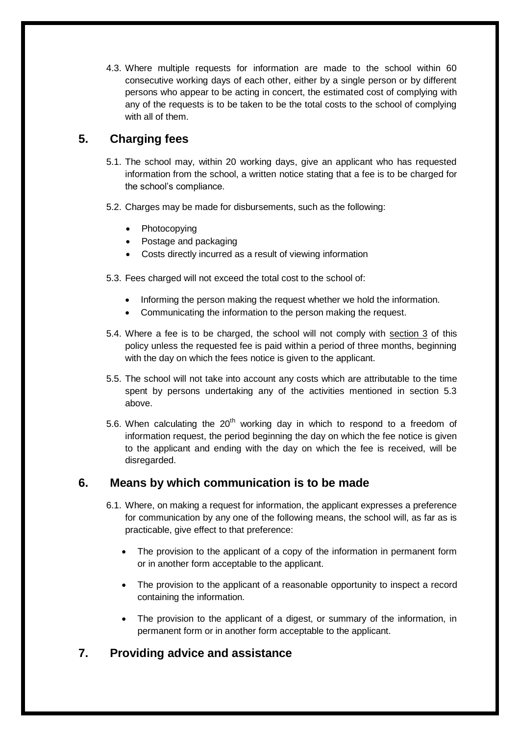4.3. Where multiple requests for information are made to the school within 60 consecutive working days of each other, either by a single person or by different persons who appear to be acting in concert, the estimated cost of complying with any of the requests is to be taken to be the total costs to the school of complying with all of them.

## 5. Charging fees

5.1. The school may, within 20 working days, give an applicant who has requested information from the school, a written notice stating that a fee is to be charged for the school's compliance.

5.2. Charges may be made for disbursements, such as the following:

- Photocopying
- Postage and packaging
- Costs directly incurred as a result of viewing information

5.3. Fees charged will not exceed the total cost to the school of:

- Informing the person making the request whether we hold the information.
- Communicating the information to the person making the request.

5.4. Where a fee is to be charged, the school will not comply with section 3 of this policy unless the requested fee is paid within a period of three months, beginning with the day on which the fees notice is given to the applicant.

5.5. The school will not take into account any costs which are attributable to the time spent by persons undertaking any of the activities mentioned in section 5.3 above.

5.6. When calculating the 20th working day in which to respond to a freedom of information request, the period beginning the day on which the fee notice is given to the applicant and ending with the day on which the fee is received, will be disregarded.

## 6. Means by which communication is to be made

6.1. Where, on making a request for information, the applicant expresses a preference for communication by any one of the following means, the school will, as far as is practicable, give effect to that preference:

- The provision to the applicant of a copy of the information in permanent form or in another form acceptable to the applicant.
- The provision to the applicant of a reasonable opportunity to inspect a record containing the information.
- The provision to the applicant of a digest, or summary of the information, in permanent form or in another form acceptable to the applicant.

## 7. Providing advice and assistance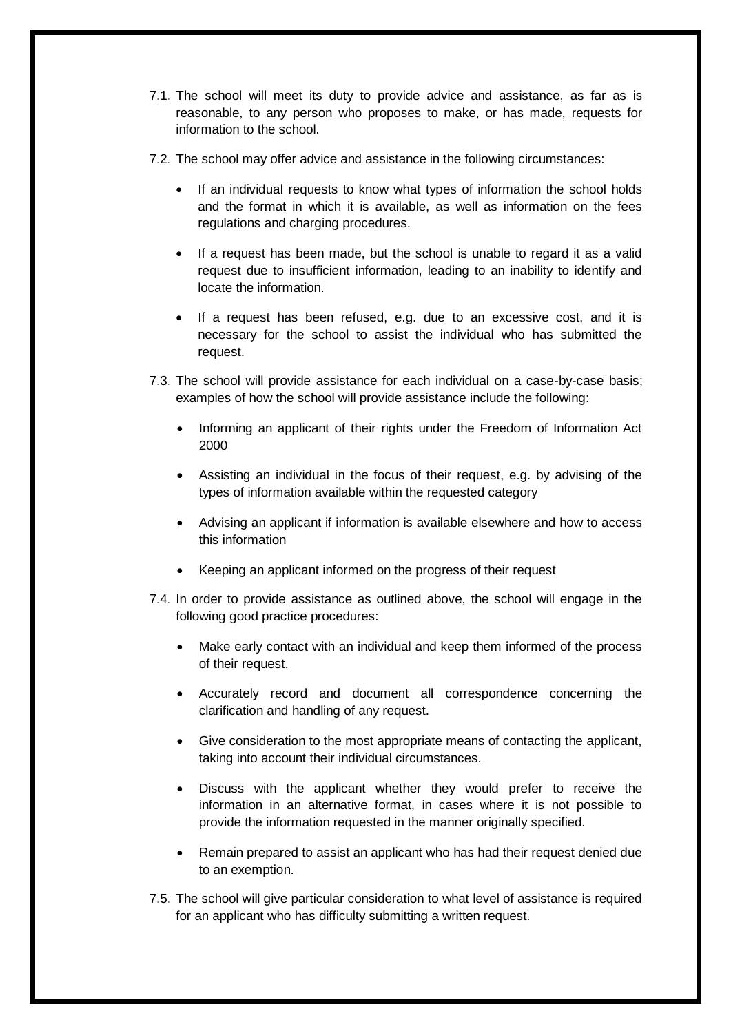7.1. The school will meet its duty to provide advice and assistance, as far as is reasonable, to any person who proposes to make, or has made, requests for information to the school.

7.2. The school may offer advice and assistance in the following circumstances:

- If an individual requests to know what types of information the school holds and the format in which it is available, as well as information on the fees regulations and charging procedures.
- If a request has been made, but the school is unable to regard it as a valid request due to insufficient information, leading to an inability to identify and locate the information.
- If a request has been refused, e.g. due to an excessive cost, and it is necessary for the school to assist the individual who has submitted the request.

7.3. The school will provide assistance for each individual on a case-by-case basis; examples of how the school will provide assistance include the following:

- Informing an applicant of their rights under the Freedom of Information Act 2000
- Assisting an individual in the focus of their request, e.g. by advising of the types of information available within the requested category
- Advising an applicant if information is available elsewhere and how to access this information
- Keeping an applicant informed on the progress of their request

7.4. In order to provide assistance as outlined above, the school will engage in the following good practice procedures:

- Make early contact with an individual and keep them informed of the process of their request.
- Accurately record and document all correspondence concerning the clarification and handling of any request.
- Give consideration to the most appropriate means of contacting the applicant, taking into account their individual circumstances.
- Discuss with the applicant whether they would prefer to receive the information in an alternative format, in cases where it is not possible to provide the information requested in the manner originally specified.
- Remain prepared to assist an applicant who has had their request denied due to an exemption.

7.5. The school will give particular consideration to what level of assistance is required for an applicant who has difficulty submitting a written request.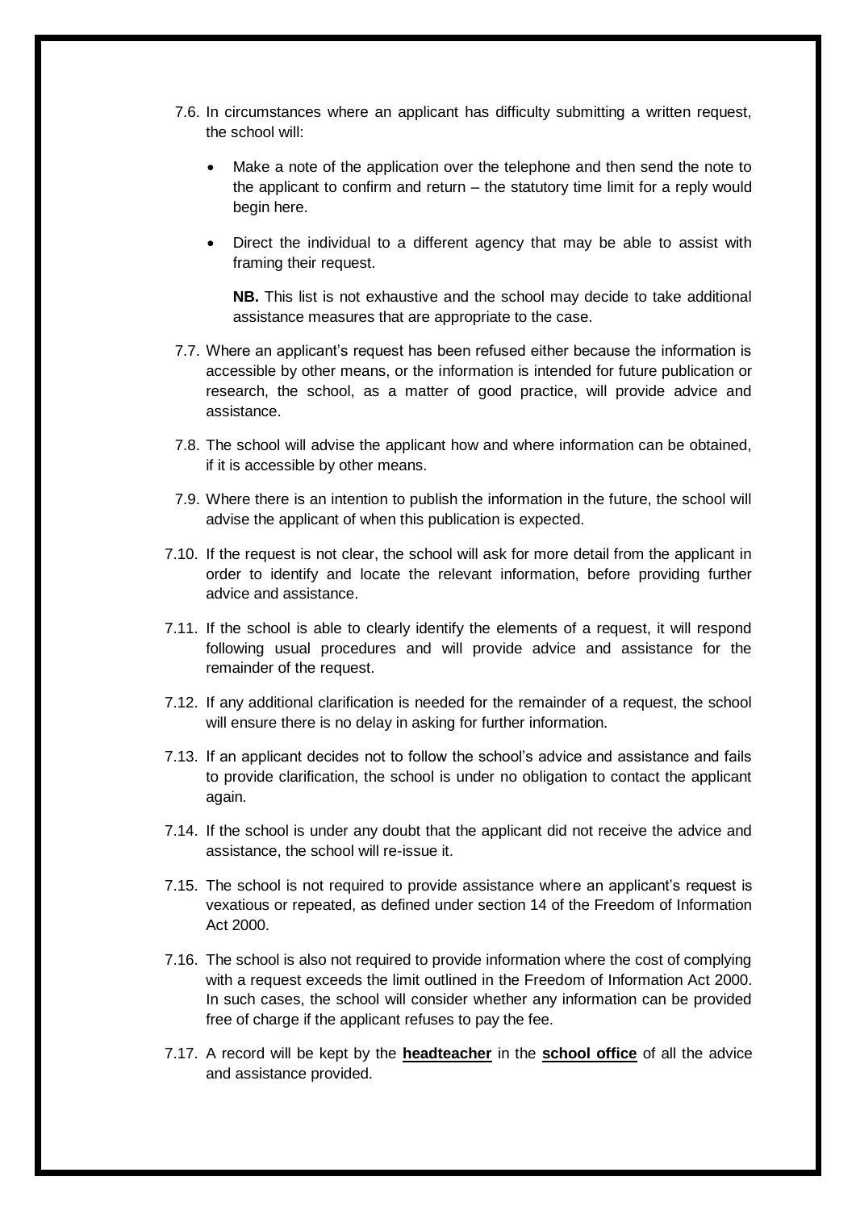7.6. In circumstances where an applicant has difficulty submitting a written request, the school will:

- Make a note of the application over the telephone and then send the note to the applicant to confirm and return – the statutory time limit for a reply would begin here.
- Direct the individual to a different agency that may be able to assist with framing their request.

  **NB.** This list is not exhaustive and the school may decide to take additional assistance measures that are appropriate to the case.

7.7. Where an applicant's request has been refused either because the information is accessible by other means, or the information is intended for future publication or research, the school, as a matter of good practice, will provide advice and assistance.

7.8. The school will advise the applicant how and where information can be obtained, if it is accessible by other means.

7.9. Where there is an intention to publish the information in the future, the school will advise the applicant of when this publication is expected.

7.10. If the request is not clear, the school will ask for more detail from the applicant in order to identify and locate the relevant information, before providing further advice and assistance.

7.11. If the school is able to clearly identify the elements of a request, it will respond following usual procedures and will provide advice and assistance for the remainder of the request.

7.12. If any additional clarification is needed for the remainder of a request, the school will ensure there is no delay in asking for further information.

7.13. If an applicant decides not to follow the school's advice and assistance and fails to provide clarification, the school is under no obligation to contact the applicant again.

7.14. If the school is under any doubt that the applicant did not receive the advice and assistance, the school will re-issue it.

7.15. The school is not required to provide assistance where an applicant's request is vexatious or repeated, as defined under section 14 of the Freedom of Information Act 2000.

7.16. The school is also not required to provide information where the cost of complying with a request exceeds the limit outlined in the Freedom of Information Act 2000. In such cases, the school will consider whether any information can be provided free of charge if the applicant refuses to pay the fee.

7.17. A record will be kept by the **headteacher** in the **school office** of all the advice and assistance provided.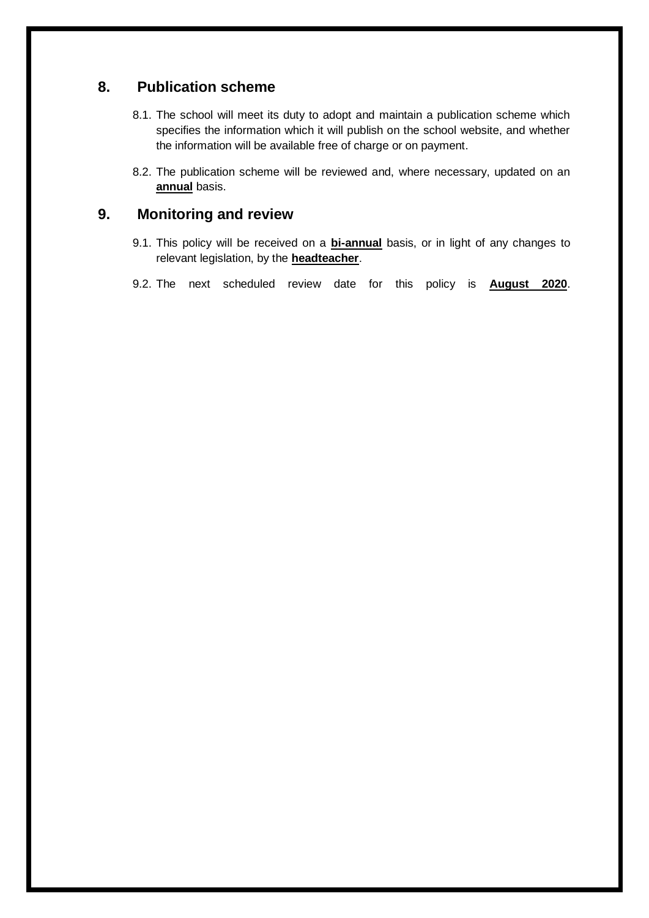## 8. Publication scheme

8.1. The school will meet its duty to adopt and maintain a publication scheme which specifies the information which it will publish on the school website, and whether the information will be available free of charge or on payment.

8.2. The publication scheme will be reviewed and, where necessary, updated on an **annual** basis.

## 9. Monitoring and review

9.1. This policy will be received on a **bi-annual** basis, or in light of any changes to relevant legislation, by the **headteacher**.

9.2. The next scheduled review date for this policy is **August 2020**.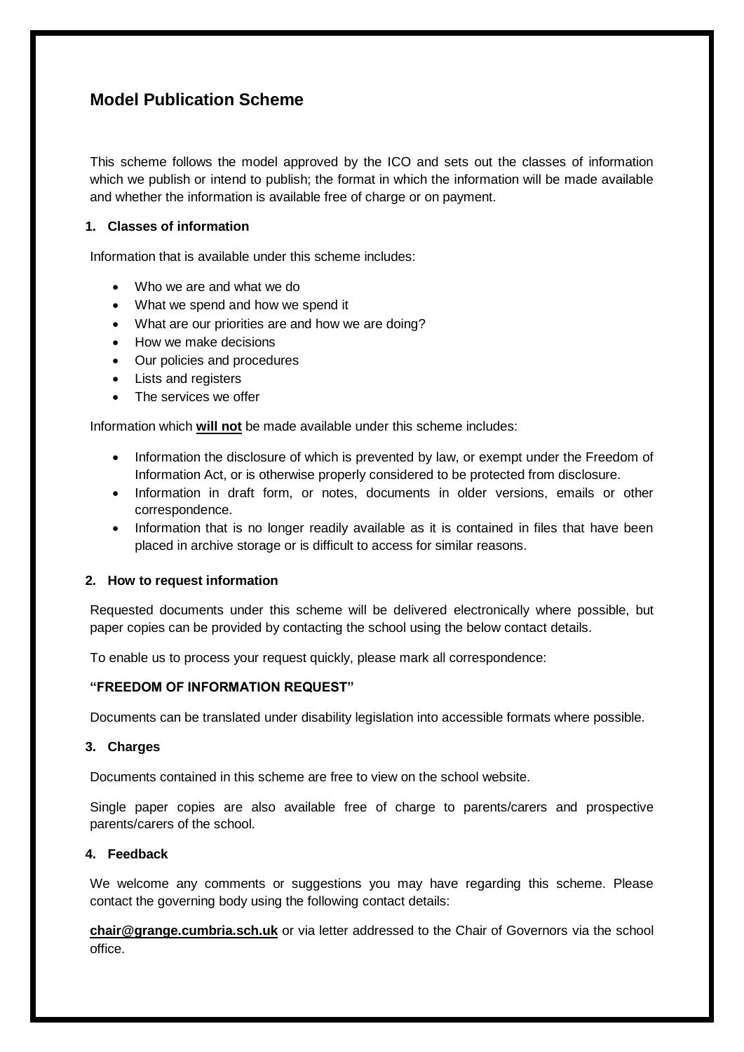## Model Publication Scheme

This scheme follows the model approved by the ICO and sets out the classes of information which we publish or intend to publish; the format in which the information will be made available and whether the information is available free of charge or on payment.

### 1. Classes of information

Information that is available under this scheme includes:

- Who we are and what we do
- What we spend and how we spend it
- What are our priorities are and how we are doing?
- How we make decisions
- Our policies and procedures
- Lists and registers
- The services we offer

Information which **will not** be made available under this scheme includes:

- Information the disclosure of which is prevented by law, or exempt under the Freedom of Information Act, or is otherwise properly considered to be protected from disclosure.
- Information in draft form, or notes, documents in older versions, emails or other correspondence.
- Information that is no longer readily available as it is contained in files that have been placed in archive storage or is difficult to access for similar reasons.

### 2. How to request information

Requested documents under this scheme will be delivered electronically where possible, but paper copies can be provided by contacting the school using the below contact details.

To enable us to process your request quickly, please mark all correspondence:

**"FREEDOM OF INFORMATION REQUEST"**

Documents can be translated under disability legislation into accessible formats where possible.

### 3. Charges

Documents contained in this scheme are free to view on the school website.

Single paper copies are also available free of charge to parents/carers and prospective parents/carers of the school.

### 4. Feedback

We welcome any comments or suggestions you may have regarding this scheme. Please contact the governing body using the following contact details:

**chair@grange.cumbria.sch.uk** or via letter addressed to the Chair of Governors via the school office.